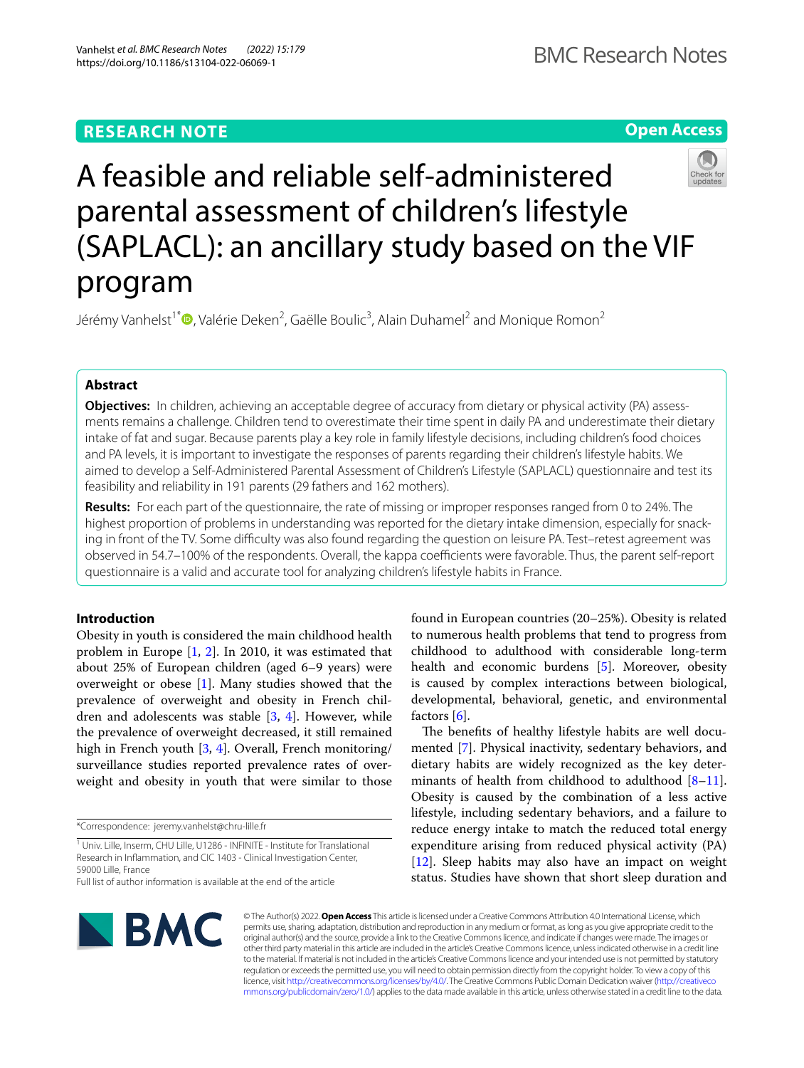RESEARCH NOTE

Open Access

# A feasible and reliable self-administered parental assessment of children's lifestyle (SAPLACL): an ancillary study based on the VIF program

Jérémy Vanhelst[1*], Valérie Deken[2], Gaëlle Boulic[3], Alain Duhamel[2] and Monique Romon[2]

## Abstract

**Objectives:** In children, achieving an acceptable degree of accuracy from dietary or physical activity (PA) assessments remains a challenge. Children tend to overestimate their time spent in daily PA and underestimate their dietary intake of fat and sugar. Because parents play a key role in family lifestyle decisions, including children's food choices and PA levels, it is important to investigate the responses of parents regarding their children's lifestyle habits. We aimed to develop a Self-Administered Parental Assessment of Children's Lifestyle (SAPLACL) questionnaire and test its feasibility and reliability in 191 parents (29 fathers and 162 mothers).

**Results:** For each part of the questionnaire, the rate of missing or improper responses ranged from 0 to 24%. The highest proportion of problems in understanding was reported for the dietary intake dimension, especially for snacking in front of the TV. Some difficulty was also found regarding the question on leisure PA. Test–retest agreement was observed in 54.7–100% of the respondents. Overall, the kappa coefficients were favorable. Thus, the parent self-report questionnaire is a valid and accurate tool for analyzing children's lifestyle habits in France.

## Introduction

Obesity in youth is considered the main childhood health problem in Europe [1, 2]. In 2010, it was estimated that about 25% of European children (aged 6–9 years) were overweight or obese [1]. Many studies showed that the prevalence of overweight and obesity in French children and adolescents was stable [3, 4]. However, while the prevalence of overweight decreased, it still remained high in French youth [3, 4]. Overall, French monitoring/surveillance studies reported prevalence rates of overweight and obesity in youth that were similar to those found in European countries (20–25%). Obesity is related to numerous health problems that tend to progress from childhood to adulthood with considerable long-term health and economic burdens [5]. Moreover, obesity is caused by complex interactions between biological, developmental, behavioral, genetic, and environmental factors [6].

The benefits of healthy lifestyle habits are well documented [7]. Physical inactivity, sedentary behaviors, and dietary habits are widely recognized as the key determinants of health from childhood to adulthood [8–11]. Obesity is caused by the combination of a less active lifestyle, including sedentary behaviors, and a failure to reduce energy intake to match the reduced total energy expenditure arising from reduced physical activity (PA) [12]. Sleep habits may also have an impact on weight status. Studies have shown that short sleep duration and

*Correspondence: jeremy.vanhelst@chru-lille.fr

[1] Univ. Lille, Inserm, CHU Lille, U1286 - INFINITE - Institute for Translational Research in Inflammation, and CIC 1403 - Clinical Investigation Center, 59000 Lille, France

Full list of author information is available at the end of the article

© The Author(s) 2022. **Open Access** This article is licensed under a Creative Commons Attribution 4.0 International License, which permits use, sharing, adaptation, distribution and reproduction in any medium or format, as long as you give appropriate credit to the original author(s) and the source, provide a link to the Creative Commons licence, and indicate if changes were made. The images or other third party material in this article are included in the article's Creative Commons licence, unless indicated otherwise in a credit line to the material. If material is not included in the article's Creative Commons licence and your intended use is not permitted by statutory regulation or exceeds the permitted use, you will need to obtain permission directly from the copyright holder. To view a copy of this licence, visit http://creativecommons.org/licenses/by/4.0/. The Creative Commons Public Domain Dedication waiver (http://creativecommons.org/publicdomain/zero/1.0/) applies to the data made available in this article, unless otherwise stated in a credit line to the data.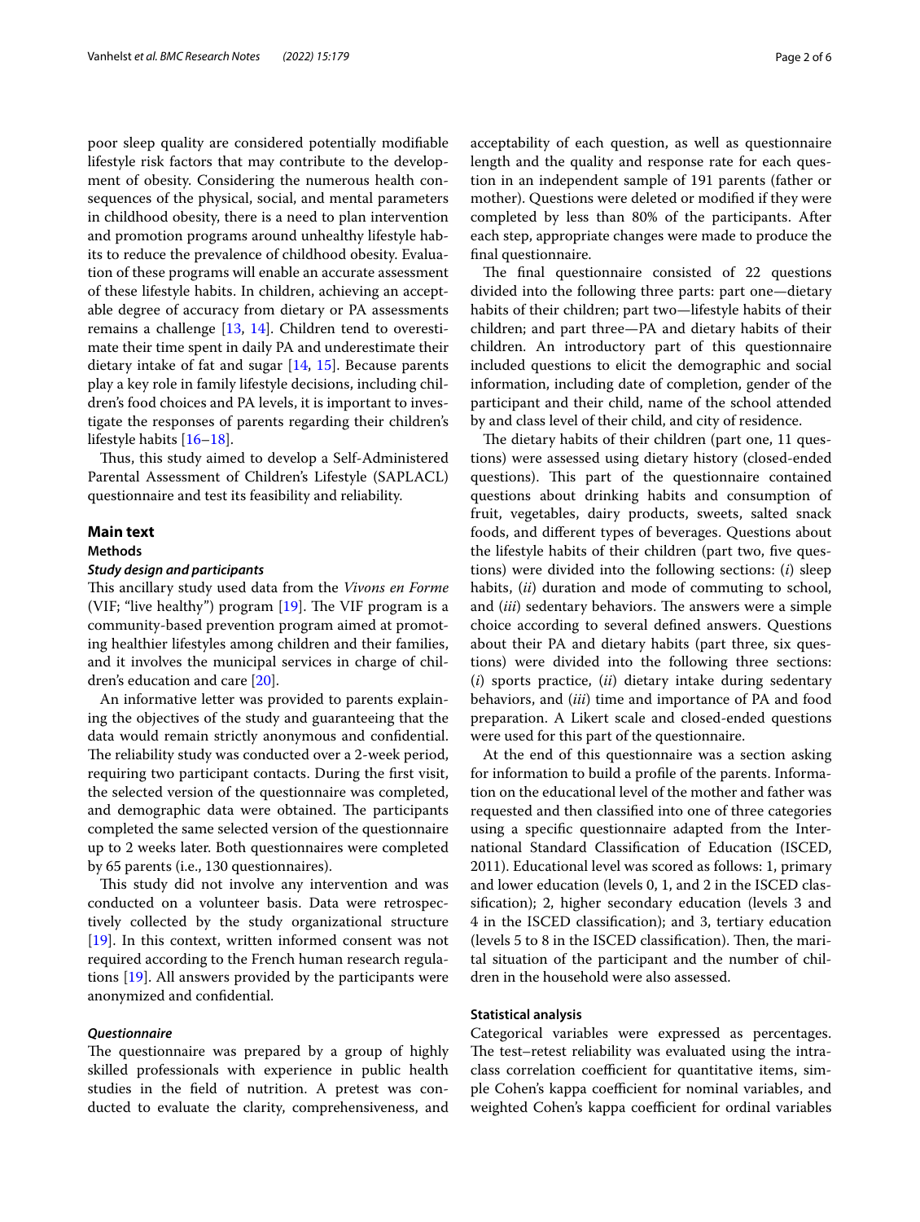poor sleep quality are considered potentially modifiable lifestyle risk factors that may contribute to the development of obesity. Considering the numerous health consequences of the physical, social, and mental parameters in childhood obesity, there is a need to plan intervention and promotion programs around unhealthy lifestyle habits to reduce the prevalence of childhood obesity. Evaluation of these programs will enable an accurate assessment of these lifestyle habits. In children, achieving an acceptable degree of accuracy from dietary or PA assessments remains a challenge [13, 14]. Children tend to overestimate their time spent in daily PA and underestimate their dietary intake of fat and sugar [14, 15]. Because parents play a key role in family lifestyle decisions, including children's food choices and PA levels, it is important to investigate the responses of parents regarding their children's lifestyle habits [16–18].

Thus, this study aimed to develop a Self-Administered Parental Assessment of Children's Lifestyle (SAPLACL) questionnaire and test its feasibility and reliability.

## Main text

### Methods

#### *Study design and participants*

This ancillary study used data from the *Vivons en Forme* (VIF; "live healthy") program [19]. The VIF program is a community-based prevention program aimed at promoting healthier lifestyles among children and their families, and it involves the municipal services in charge of children's education and care [20].

An informative letter was provided to parents explaining the objectives of the study and guaranteeing that the data would remain strictly anonymous and confidential. The reliability study was conducted over a 2-week period, requiring two participant contacts. During the first visit, the selected version of the questionnaire was completed, and demographic data were obtained. The participants completed the same selected version of the questionnaire up to 2 weeks later. Both questionnaires were completed by 65 parents (i.e., 130 questionnaires).

This study did not involve any intervention and was conducted on a volunteer basis. Data were retrospectively collected by the study organizational structure [19]. In this context, written informed consent was not required according to the French human research regulations [19]. All answers provided by the participants were anonymized and confidential.

#### *Questionnaire*

The questionnaire was prepared by a group of highly skilled professionals with experience in public health studies in the field of nutrition. A pretest was conducted to evaluate the clarity, comprehensiveness, and acceptability of each question, as well as questionnaire length and the quality and response rate for each question in an independent sample of 191 parents (father or mother). Questions were deleted or modified if they were completed by less than 80% of the participants. After each step, appropriate changes were made to produce the final questionnaire.

The final questionnaire consisted of 22 questions divided into the following three parts: part one—dietary habits of their children; part two—lifestyle habits of their children; and part three—PA and dietary habits of their children. An introductory part of this questionnaire included questions to elicit the demographic and social information, including date of completion, gender of the participant and their child, name of the school attended by and class level of their child, and city of residence.

The dietary habits of their children (part one, 11 questions) were assessed using dietary history (closed-ended questions). This part of the questionnaire contained questions about drinking habits and consumption of fruit, vegetables, dairy products, sweets, salted snack foods, and different types of beverages. Questions about the lifestyle habits of their children (part two, five questions) were divided into the following sections: (*i*) sleep habits, (*ii*) duration and mode of commuting to school, and (*iii*) sedentary behaviors. The answers were a simple choice according to several defined answers. Questions about their PA and dietary habits (part three, six questions) were divided into the following three sections: (*i*) sports practice, (*ii*) dietary intake during sedentary behaviors, and (*iii*) time and importance of PA and food preparation. A Likert scale and closed-ended questions were used for this part of the questionnaire.

At the end of this questionnaire was a section asking for information to build a profile of the parents. Information on the educational level of the mother and father was requested and then classified into one of three categories using a specific questionnaire adapted from the International Standard Classification of Education (ISCED, 2011). Educational level was scored as follows: 1, primary and lower education (levels 0, 1, and 2 in the ISCED classification); 2, higher secondary education (levels 3 and 4 in the ISCED classification); and 3, tertiary education (levels 5 to 8 in the ISCED classification). Then, the marital situation of the participant and the number of children in the household were also assessed.

#### Statistical analysis

Categorical variables were expressed as percentages. The test–retest reliability was evaluated using the intraclass correlation coefficient for quantitative items, simple Cohen's kappa coefficient for nominal variables, and weighted Cohen's kappa coefficient for ordinal variables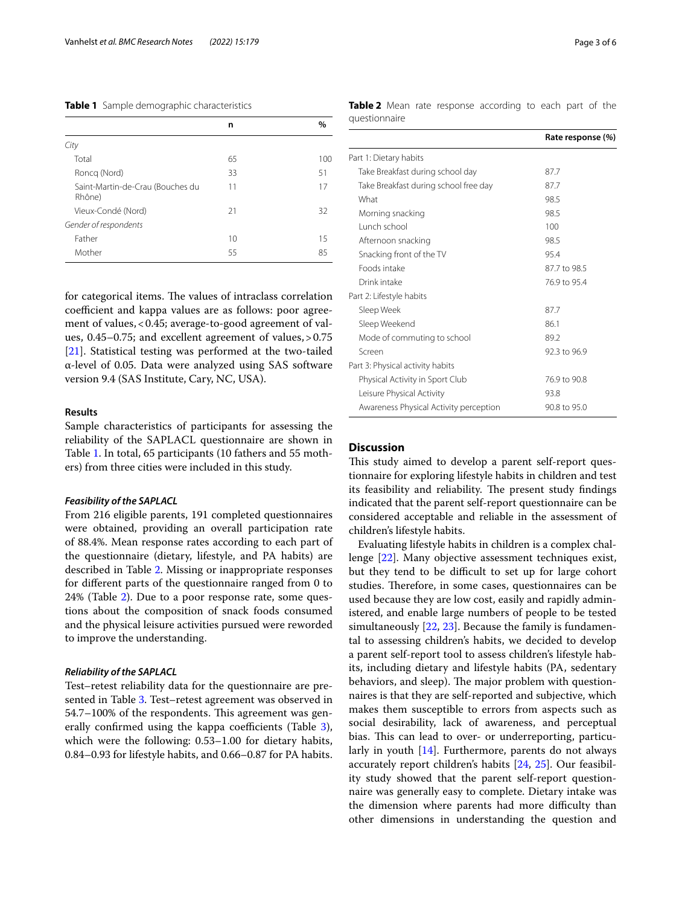**Table 1** Sample demographic characteristics

| | n | % |
|---|---|---|
| *City* | | |
| Total | 65 | 100 |
| Roncq (Nord) | 33 | 51 |
| Saint-Martin-de-Crau (Bouches du Rhône) | 11 | 17 |
| Vieux-Condé (Nord) | 21 | 32 |
| *Gender of respondents* | | |
| Father | 10 | 15 |
| Mother | 55 | 85 |

for categorical items. The values of intraclass correlation coefficient and kappa values are as follows: poor agreement of values, < 0.45; average-to-good agreement of values, 0.45–0.75; and excellent agreement of values, > 0.75 [21]. Statistical testing was performed at the two-tailed α-level of 0.05. Data were analyzed using SAS software version 9.4 (SAS Institute, Cary, NC, USA).

## Results

Sample characteristics of participants for assessing the reliability of the SAPLACL questionnaire are shown in Table 1. In total, 65 participants (10 fathers and 55 mothers) from three cities were included in this study.

### *Feasibility of the SAPLACL*

From 216 eligible parents, 191 completed questionnaires were obtained, providing an overall participation rate of 88.4%. Mean response rates according to each part of the questionnaire (dietary, lifestyle, and PA habits) are described in Table 2. Missing or inappropriate responses for different parts of the questionnaire ranged from 0 to 24% (Table 2). Due to a poor response rate, some questions about the composition of snack foods consumed and the physical leisure activities pursued were reworded to improve the understanding.

### *Reliability of the SAPLACL*

Test–retest reliability data for the questionnaire are presented in Table 3. Test–retest agreement was observed in 54.7–100% of the respondents. This agreement was generally confirmed using the kappa coefficients (Table 3), which were the following: 0.53–1.00 for dietary habits, 0.84–0.93 for lifestyle habits, and 0.66–0.87 for PA habits.

**Table 2** Mean rate response according to each part of the questionnaire

| | Rate response (%) |
|---|---|
| Part 1: Dietary habits | |
| Take Breakfast during school day | 87.7 |
| Take Breakfast during school free day | 87.7 |
| What | 98.5 |
| Morning snacking | 98.5 |
| Lunch school | 100 |
| Afternoon snacking | 98.5 |
| Snacking front of the TV | 95.4 |
| Foods intake | 87.7 to 98.5 |
| Drink intake | 76.9 to 95.4 |
| Part 2: Lifestyle habits | |
| Sleep Week | 87.7 |
| Sleep Weekend | 86.1 |
| Mode of commuting to school | 89.2 |
| Screen | 92.3 to 96.9 |
| Part 3: Physical activity habits | |
| Physical Activity in Sport Club | 76.9 to 90.8 |
| Leisure Physical Activity | 93.8 |
| Awareness Physical Activity perception | 90.8 to 95.0 |

## Discussion

This study aimed to develop a parent self-report questionnaire for exploring lifestyle habits in children and test its feasibility and reliability. The present study findings indicated that the parent self-report questionnaire can be considered acceptable and reliable in the assessment of children's lifestyle habits.

Evaluating lifestyle habits in children is a complex challenge [22]. Many objective assessment techniques exist, but they tend to be difficult to set up for large cohort studies. Therefore, in some cases, questionnaires can be used because they are low cost, easily and rapidly administered, and enable large numbers of people to be tested simultaneously [22, 23]. Because the family is fundamental to assessing children's habits, we decided to develop a parent self-report tool to assess children's lifestyle habits, including dietary and lifestyle habits (PA, sedentary behaviors, and sleep). The major problem with questionnaires is that they are self-reported and subjective, which makes them susceptible to errors from aspects such as social desirability, lack of awareness, and perceptual bias. This can lead to over- or underreporting, particularly in youth [14]. Furthermore, parents do not always accurately report children's habits [24, 25]. Our feasibility study showed that the parent self-report questionnaire was generally easy to complete. Dietary intake was the dimension where parents had more difficulty than other dimensions in understanding the question and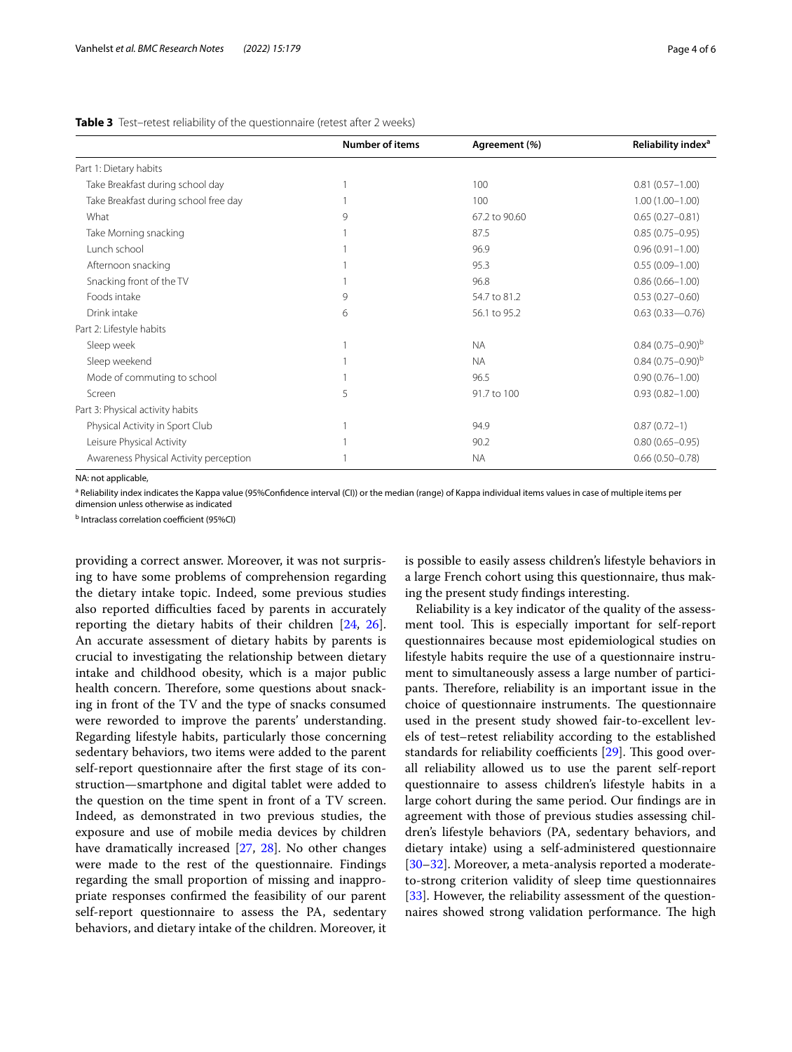**Table 3** Test–retest reliability of the questionnaire (retest after 2 weeks)

| | Number of items | Agreement (%) | Reliability index[a] |
|---|---|---|---|
| Part 1: Dietary habits | | | |
| Take Breakfast during school day | 1 | 100 | 0.81 (0.57–1.00) |
| Take Breakfast during school free day | 1 | 100 | 1.00 (1.00–1.00) |
| What | 9 | 67.2 to 90.60 | 0.65 (0.27–0.81) |
| Take Morning snacking | 1 | 87.5 | 0.85 (0.75–0.95) |
| Lunch school | 1 | 96.9 | 0.96 (0.91–1.00) |
| Afternoon snacking | 1 | 95.3 | 0.55 (0.09–1.00) |
| Snacking front of the TV | 1 | 96.8 | 0.86 (0.66–1.00) |
| Foods intake | 9 | 54.7 to 81.2 | 0.53 (0.27–0.60) |
| Drink intake | 6 | 56.1 to 95.2 | 0.63 (0.33—0.76) |
| Part 2: Lifestyle habits | | | |
| Sleep week | 1 | NA | 0.84 (0.75–0.90)[b] |
| Sleep weekend | 1 | NA | 0.84 (0.75–0.90)[b] |
| Mode of commuting to school | 1 | 96.5 | 0.90 (0.76–1.00) |
| Screen | 5 | 91.7 to 100 | 0.93 (0.82–1.00) |
| Part 3: Physical activity habits | | | |
| Physical Activity in Sport Club | 1 | 94.9 | 0.87 (0.72–1) |
| Leisure Physical Activity | 1 | 90.2 | 0.80 (0.65–0.95) |
| Awareness Physical Activity perception | 1 | NA | 0.66 (0.50–0.78) |

NA: not applicable,

[a] Reliability index indicates the Kappa value (95%Confidence interval (CI)) or the median (range) of Kappa individual items values in case of multiple items per dimension unless otherwise as indicated

[b] Intraclass correlation coefficient (95%CI)

providing a correct answer. Moreover, it was not surprising to have some problems of comprehension regarding the dietary intake topic. Indeed, some previous studies also reported difficulties faced by parents in accurately reporting the dietary habits of their children [24, 26]. An accurate assessment of dietary habits by parents is crucial to investigating the relationship between dietary intake and childhood obesity, which is a major public health concern. Therefore, some questions about snacking in front of the TV and the type of snacks consumed were reworded to improve the parents' understanding. Regarding lifestyle habits, particularly those concerning sedentary behaviors, two items were added to the parent self-report questionnaire after the first stage of its construction—smartphone and digital tablet were added to the question on the time spent in front of a TV screen. Indeed, as demonstrated in two previous studies, the exposure and use of mobile media devices by children have dramatically increased [27, 28]. No other changes were made to the rest of the questionnaire. Findings regarding the small proportion of missing and inappropriate responses confirmed the feasibility of our parent self-report questionnaire to assess the PA, sedentary behaviors, and dietary intake of the children. Moreover, it is possible to easily assess children's lifestyle behaviors in a large French cohort using this questionnaire, thus making the present study findings interesting.

Reliability is a key indicator of the quality of the assessment tool. This is especially important for self-report questionnaires because most epidemiological studies on lifestyle habits require the use of a questionnaire instrument to simultaneously assess a large number of participants. Therefore, reliability is an important issue in the choice of questionnaire instruments. The questionnaire used in the present study showed fair-to-excellent levels of test–retest reliability according to the established standards for reliability coefficients [29]. This good overall reliability allowed us to use the parent self-report questionnaire to assess children's lifestyle habits in a large cohort during the same period. Our findings are in agreement with those of previous studies assessing children's lifestyle behaviors (PA, sedentary behaviors, and dietary intake) using a self-administered questionnaire [30–32]. Moreover, a meta-analysis reported a moderate-to-strong criterion validity of sleep time questionnaires [33]. However, the reliability assessment of the questionnaires showed strong validation performance. The high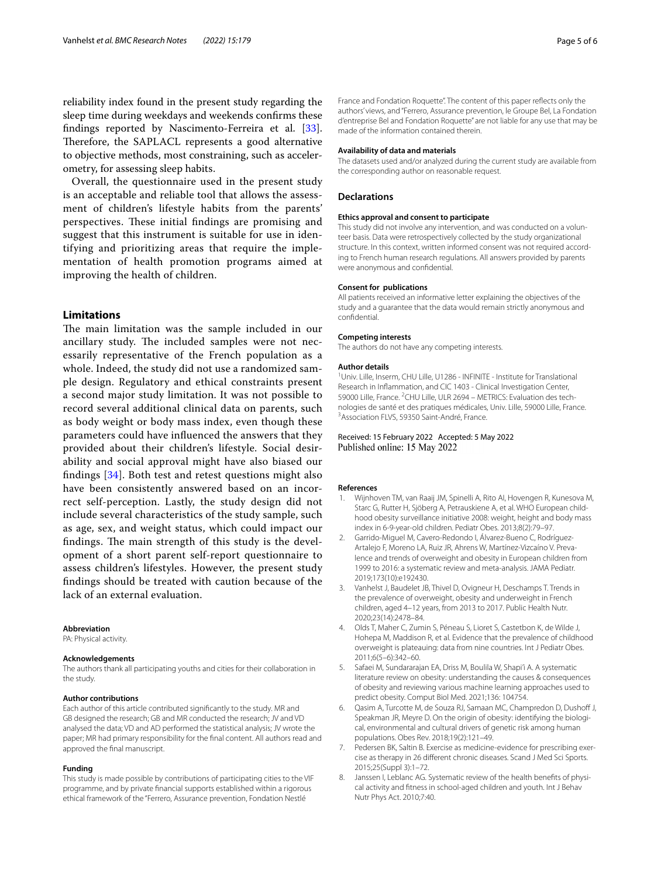reliability index found in the present study regarding the sleep time during weekdays and weekends confirms these findings reported by Nascimento-Ferreira et al. [33]. Therefore, the SAPLACL represents a good alternative to objective methods, most constraining, such as accelerometry, for assessing sleep habits.

Overall, the questionnaire used in the present study is an acceptable and reliable tool that allows the assessment of children's lifestyle habits from the parents' perspectives. These initial findings are promising and suggest that this instrument is suitable for use in identifying and prioritizing areas that require the implementation of health promotion programs aimed at improving the health of children.

## Limitations

The main limitation was the sample included in our ancillary study. The included samples were not necessarily representative of the French population as a whole. Indeed, the study did not use a randomized sample design. Regulatory and ethical constraints present a second major study limitation. It was not possible to record several additional clinical data on parents, such as body weight or body mass index, even though these parameters could have influenced the answers that they provided about their children's lifestyle. Social desirability and social approval might have also biased our findings [34]. Both test and retest questions might also have been consistently answered based on an incorrect self-perception. Lastly, the study design did not include several characteristics of the study sample, such as age, sex, and weight status, which could impact our findings. The main strength of this study is the development of a short parent self-report questionnaire to assess children's lifestyles. However, the present study findings should be treated with caution because of the lack of an external evaluation.

#### Abbreviation

PA: Physical activity.

#### Acknowledgements

The authors thank all participating youths and cities for their collaboration in the study.

#### Author contributions

Each author of this article contributed significantly to the study. MR and GB designed the research; GB and MR conducted the research; JV and VD analysed the data; VD and AD performed the statistical analysis; JV wrote the paper; MR had primary responsibility for the final content. All authors read and approved the final manuscript.

#### Funding

This study is made possible by contributions of participating cities to the VIF programme, and by private financial supports established within a rigorous ethical framework of the "Ferrero, Assurance prevention, Fondation Nestlé France and Fondation Roquette". The content of this paper reflects only the authors' views, and "Ferrero, Assurance prevention, le Groupe Bel, La Fondation d'entreprise Bel and Fondation Roquette" are not liable for any use that may be made of the information contained therein.

#### Availability of data and materials

The datasets used and/or analyzed during the current study are available from the corresponding author on reasonable request.

## Declarations

#### Ethics approval and consent to participate

This study did not involve any intervention, and was conducted on a volunteer basis. Data were retrospectively collected by the study organizational structure. In this context, written informed consent was not required according to French human research regulations. All answers provided by parents were anonymous and confidential.

#### Consent for publications

All patients received an informative letter explaining the objectives of the study and a guarantee that the data would remain strictly anonymous and confidential.

#### Competing interests

The authors do not have any competing interests.

#### Author details

[1] Univ. Lille, Inserm, CHU Lille, U1286 - INFINITE - Institute for Translational Research in Inflammation, and CIC 1403 - Clinical Investigation Center, 59000 Lille, France. [2] CHU Lille, ULR 2694 – METRICS: Evaluation des technologies de santé et des pratiques médicales, Univ. Lille, 59000 Lille, France. [3] Association FLVS, 59350 Saint-André, France.

Received: 15 February 2022 Accepted: 5 May 2022
Published online: 15 May 2022

#### References

1. Wijnhoven TM, van Raaij JM, Spinelli A, Rito AI, Hovengen R, Kunesova M, Starc G, Rutter H, Sjöberg A, Petrauskiene A, et al. WHO European childhood obesity surveillance initiative 2008: weight, height and body mass index in 6-9-year-old children. Pediatr Obes. 2013;8(2):79–97.
2. Garrido-Miguel M, Cavero-Redondo I, Álvarez-Bueno C, Rodríguez-Artalejo F, Moreno LA, Ruiz JR, Ahrens W, Martínez-Vizcaíno V. Prevalence and trends of overweight and obesity in European children from 1999 to 2016: a systematic review and meta-analysis. JAMA Pediatr. 2019;173(10):e192430.
3. Vanhelst J, Baudelet JB, Thivel D, Ovigneur H, Deschamps T. Trends in the prevalence of overweight, obesity and underweight in French children, aged 4–12 years, from 2013 to 2017. Public Health Nutr. 2020;23(14):2478–84.
4. Olds T, Maher C, Zumin S, Péneau S, Lioret S, Castetbon K, de Wilde J, Hohepa M, Maddison R, et al. Evidence that the prevalence of childhood overweight is plateauing: data from nine countries. Int J Pediatr Obes. 2011;6(5–6):342–60.
5. Safaei M, Sundararajan EA, Driss M, Boulila W, Shapi'i A. A systematic literature review on obesity: understanding the causes & consequences of obesity and reviewing various machine learning approaches used to predict obesity. Comput Biol Med. 2021;136: 104754.
6. Qasim A, Turcotte M, de Souza RJ, Samaan MC, Champredon D, Dushoff J, Speakman JR, Meyre D. On the origin of obesity: identifying the biological, environmental and cultural drivers of genetic risk among human populations. Obes Rev. 2018;19(2):121–49.
7. Pedersen BK, Saltin B. Exercise as medicine-evidence for prescribing exercise as therapy in 26 different chronic diseases. Scand J Med Sci Sports. 2015;25(Suppl 3):1–72.
8. Janssen I, Leblanc AG. Systematic review of the health benefits of physical activity and fitness in school-aged children and youth. Int J Behav Nutr Phys Act. 2010;7:40.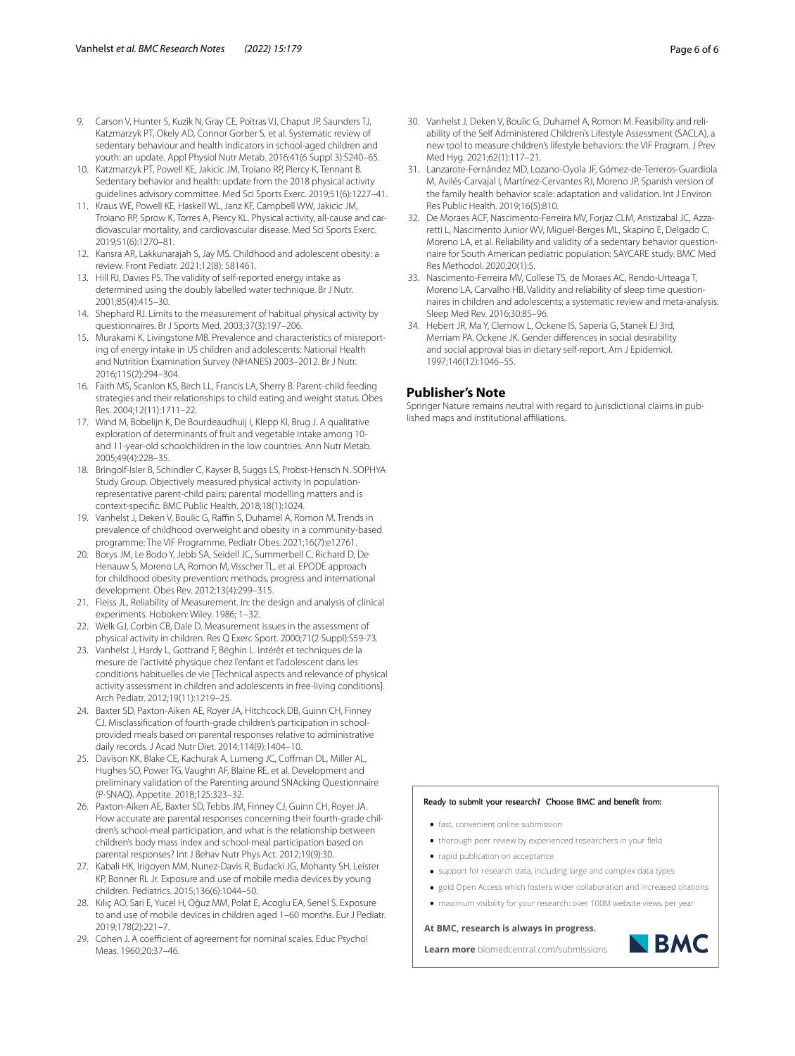9. Carson V, Hunter S, Kuzik N, Gray CE, Poitras VJ, Chaput JP, Saunders TJ, Katzmarzyk PT, Okely AD, Connor Gorber S, et al. Systematic review of sedentary behaviour and health indicators in school-aged children and youth: an update. Appl Physiol Nutr Metab. 2016;41(6 Suppl 3):S240–65.
10. Katzmarzyk PT, Powell KE, Jakicic JM, Troiano RP, Piercy K, Tennant B. Sedentary behavior and health: update from the 2018 physical activity guidelines advisory committee. Med Sci Sports Exerc. 2019;51(6):1227–41.
11. Kraus WE, Powell KE, Haskell WL, Janz KF, Campbell WW, Jakicic JM, Troiano RP, Sprow K, Torres A, Piercy KL. Physical activity, all-cause and cardiovascular mortality, and cardiovascular disease. Med Sci Sports Exerc. 2019;51(6):1270–81.
12. Kansra AR, Lakkunarajah S, Jay MS. Childhood and adolescent obesity: a review. Front Pediatr. 2021;12(8): 581461.
13. Hill RJ, Davies PS. The validity of self-reported energy intake as determined using the doubly labelled water technique. Br J Nutr. 2001;85(4):415–30.
14. Shephard RJ. Limits to the measurement of habitual physical activity by questionnaires. Br J Sports Med. 2003;37(3):197–206.
15. Murakami K, Livingstone MB. Prevalence and characteristics of misreporting of energy intake in US children and adolescents: National Health and Nutrition Examination Survey (NHANES) 2003–2012. Br J Nutr. 2016;115(2):294–304.
16. Faith MS, Scanlon KS, Birch LL, Francis LA, Sherry B. Parent-child feeding strategies and their relationships to child eating and weight status. Obes Res. 2004;12(11):1711–22.
17. Wind M, Bobelijn K, De Bourdeaudhuij I, Klepp KI, Brug J. A qualitative exploration of determinants of fruit and vegetable intake among 10- and 11-year-old schoolchildren in the low countries. Ann Nutr Metab. 2005;49(4):228–35.
18. Bringolf-Isler B, Schindler C, Kayser B, Suggs LS, Probst-Hensch N. SOPHYA Study Group. Objectively measured physical activity in population-representative parent-child pairs: parental modelling matters and is context-specific. BMC Public Health. 2018;18(1):1024.
19. Vanhelst J, Deken V, Boulic G, Raffin S, Duhamel A, Romon M. Trends in prevalence of childhood overweight and obesity in a community-based programme: The VIF Programme. Pediatr Obes. 2021;16(7):e12761.
20. Borys JM, Le Bodo Y, Jebb SA, Seidell JC, Summerbell C, Richard D, De Henauw S, Moreno LA, Romon M, Visscher TL, et al. EPODE approach for childhood obesity prevention: methods, progress and international development. Obes Rev. 2012;13(4):299–315.
21. Fleiss JL, Reliability of Measurement. In: the design and analysis of clinical experiments. Hoboken: Wiley. 1986; 1–32.
22. Welk GJ, Corbin CB, Dale D. Measurement issues in the assessment of physical activity in children. Res Q Exerc Sport. 2000;71(2 Suppl):S59-73.
23. Vanhelst J, Hardy L, Gottrand F, Béghin L. Intérêt et techniques de la mesure de l'activité physique chez l'enfant et l'adolescent dans les conditions habituelles de vie [Technical aspects and relevance of physical activity assessment in children and adolescents in free-living conditions]. Arch Pediatr. 2012;19(11):1219–25.
24. Baxter SD, Paxton-Aiken AE, Royer JA, Hitchcock DB, Guinn CH, Finney CJ. Misclassification of fourth-grade children's participation in school-provided meals based on parental responses relative to administrative daily records. J Acad Nutr Diet. 2014;114(9):1404–10.
25. Davison KK, Blake CE, Kachurak A, Lumeng JC, Coffman DL, Miller AL, Hughes SO, Power TG, Vaughn AF, Blaine RE, et al. Development and preliminary validation of the Parenting around SNAcking Questionnaire (P-SNAQ). Appetite. 2018;125:323–32.
26. Paxton-Aiken AE, Baxter SD, Tebbs JM, Finney CJ, Guinn CH, Royer JA. How accurate are parental responses concerning their fourth-grade children's school-meal participation, and what is the relationship between children's body mass index and school-meal participation based on parental responses? Int J Behav Nutr Phys Act. 2012;19(9):30.
27. Kabali HK, Irigoyen MM, Nunez-Davis R, Budacki JG, Mohanty SH, Leister KP, Bonner RL Jr. Exposure and use of mobile media devices by young children. Pediatrics. 2015;136(6):1044–50.
28. Kılıç AO, Sari E, Yucel H, Oğuz MM, Polat E, Acoglu EA, Senel S. Exposure to and use of mobile devices in children aged 1–60 months. Eur J Pediatr. 2019;178(2):221–7.
29. Cohen J. A coefficient of agreement for nominal scales. Educ Psychol Meas. 1960;20:37–46.
30. Vanhelst J, Deken V, Boulic G, Duhamel A, Romon M. Feasibility and reliability of the Self Administered Children's Lifestyle Assessment (SACLA), a new tool to measure children's lifestyle behaviors: the VIF Program. J Prev Med Hyg. 2021;62(1):117–21.
31. Lanzarote-Fernández MD, Lozano-Oyola JF, Gómez-de-Terreros-Guardiola M, Avilés-Carvajal I, Martínez-Cervantes RJ, Moreno JP. Spanish version of the family health behavior scale: adaptation and validation. Int J Environ Res Public Health. 2019;16(5):810.
32. De Moraes ACF, Nascimento-Ferreira MV, Forjaz CLM, Aristizabal JC, Azzaretti L, Nascimento Junior WV, Miguel-Berges ML, Skapino E, Delgado C, Moreno LA, et al. Reliability and validity of a sedentary behavior questionnaire for South American pediatric population: SAYCARE study. BMC Med Res Methodol. 2020;20(1):5.
33. Nascimento-Ferreira MV, Collese TS, de Moraes AC, Rendo-Urteaga T, Moreno LA, Carvalho HB. Validity and reliability of sleep time questionnaires in children and adolescents: a systematic review and meta-analysis. Sleep Med Rev. 2016;30:85–96.
34. Hebert JR, Ma Y, Clemow L, Ockene IS, Saperia G, Stanek EJ 3rd, Merriam PA, Ockene JK. Gender differences in social desirability and social approval bias in dietary self-report. Am J Epidemiol. 1997;146(12):1046–55.

## Publisher's Note

Springer Nature remains neutral with regard to jurisdictional claims in published maps and institutional affiliations.

Ready to submit your research? Choose BMC and benefit from:

- fast, convenient online submission
- thorough peer review by experienced researchers in your field
- rapid publication on acceptance
- support for research data, including large and complex data types
- gold Open Access which fosters wider collaboration and increased citations
- maximum visibility for your research: over 100M website views per year

**At BMC, research is always in progress.**

**Learn more** biomedcentral.com/submissions

BMC